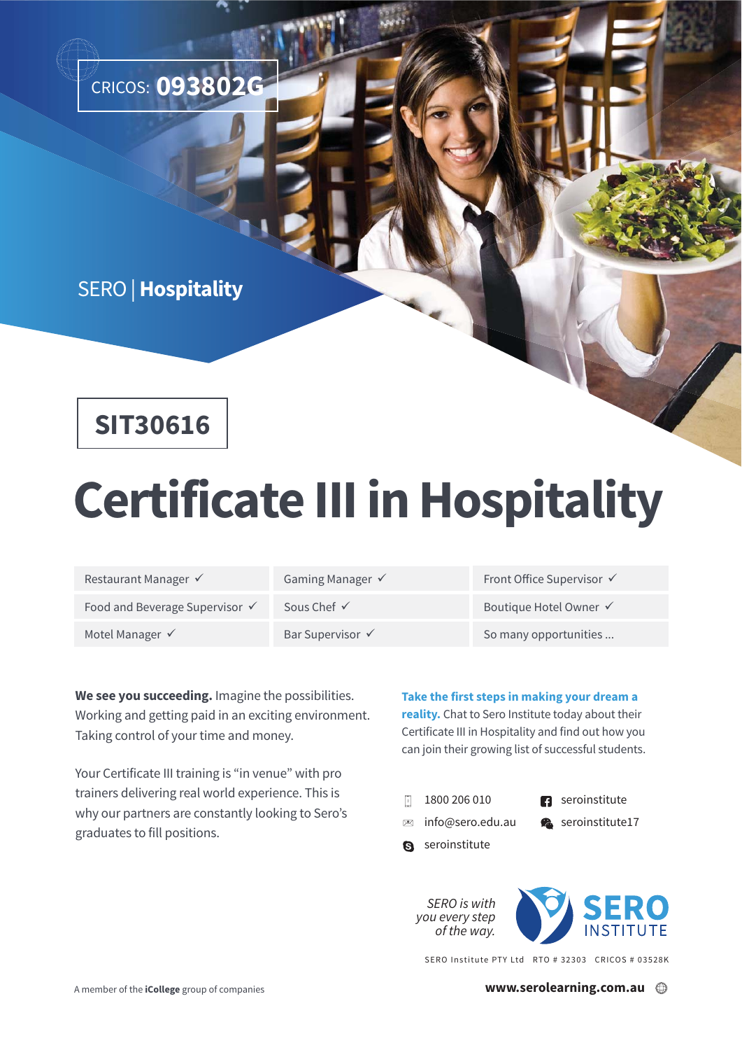CRICOS: **093802G**

SERO | **Hospitality**

**SIT30616**

# Certificate III in Hospitality

| Restaurant Manager ✓ | Gaming Manager ✓ | Front Office Supervisor ✓ |
|---|---|---|
| Food and Beverage Supervisor ✓ | Sous Chef ✓ | Boutique Hotel Owner ✓ |
| Motel Manager ✓ | Bar Supervisor ✓ | So many opportunities ... |

**We see you succeeding.** Imagine the possibilities. Working and getting paid in an exciting environment. Taking control of your time and money.

Your Certificate III training is "in venue" with pro trainers delivering real world experience. This is why our partners are constantly looking to Sero's graduates to fill positions.

**Take the first steps in making your dream a reality.** Chat to Sero Institute today about their Certificate III in Hospitality and find out how you can join their growing list of successful students.

- 1800 206 010
- info@sero.edu.au
- seroinstitute
- seroinstitute
- seroinstitute17

*SERO is with you every step of the way.*

SERO INSTITUTE

SERO Institute PTY Ltd RTO # 32303 CRICOS # 03528K

A member of the **iCollege** group of companies

**www.serolearning.com.au**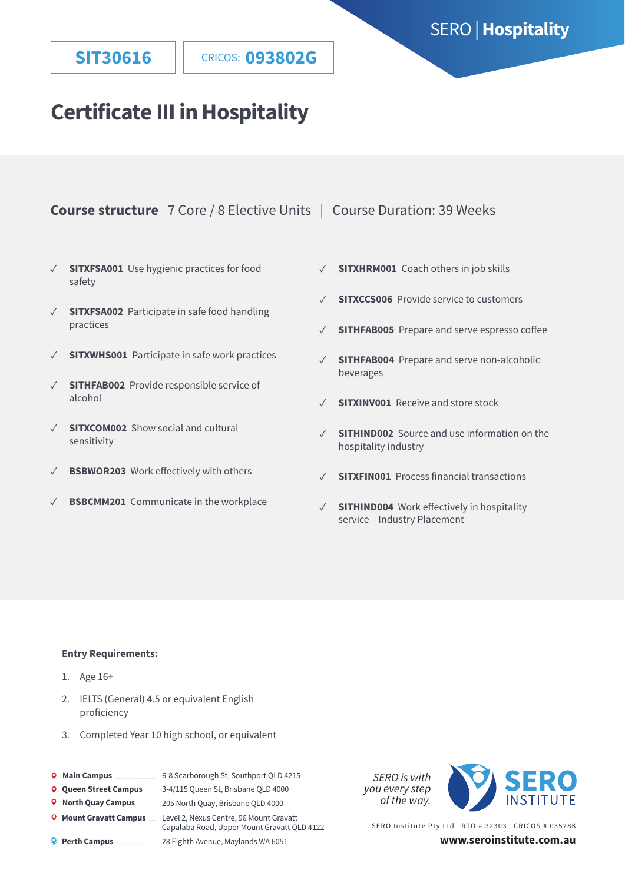SERO | **Hospitality**

**SIT30616** | CRICOS: **093802G**

# Certificate III in Hospitality

**Course structure** 7 Core / 8 Elective Units | Course Duration: 39 Weeks

- ✓ **SITXFSA001** Use hygienic practices for food safety
- ✓ **SITXFSA002** Participate in safe food handling practices
- ✓ **SITXWHS001** Participate in safe work practices
- ✓ **SITHFAB002** Provide responsible service of alcohol
- ✓ **SITXCOM002** Show social and cultural sensitivity
- ✓ **BSBWOR203** Work effectively with others
- ✓ **BSBCMM201** Communicate in the workplace
- ✓ **SITXHRM001** Coach others in job skills
- ✓ **SITXCCS006** Provide service to customers
- ✓ **SITHFAB005** Prepare and serve espresso coffee
- ✓ **SITHFAB004** Prepare and serve non-alcoholic beverages
- ✓ **SITXINV001** Receive and store stock
- ✓ **SITHIND002** Source and use information on the hospitality industry
- ✓ **SITXFIN001** Process financial transactions
- ✓ **SITHIND004** Work effectively in hospitality service – Industry Placement

**Entry Requirements:**

1. Age 16+
2. IELTS (General) 4.5 or equivalent English proficiency
3. Completed Year 10 high school, or equivalent

| | |
|---|---|
| **Main Campus** | 6-8 Scarborough St, Southport QLD 4215 |
| **Queen Street Campus** | 3-4/115 Queen St, Brisbane QLD 4000 |
| **North Quay Campus** | 205 North Quay, Brisbane QLD 4000 |
| **Mount Gravatt Campus** | Level 2, Nexus Centre, 96 Mount Gravatt Capalaba Road, Upper Mount Gravatt QLD 4122 |
| **Perth Campus** | 28 Eighth Avenue, Maylands WA 6051 |

*SERO is with you every step of the way.*

SERO INSTITUTE

SERO Institute Pty Ltd RTO # 32303 CRICOS # 03528K

**www.seroinstitute.com.au**